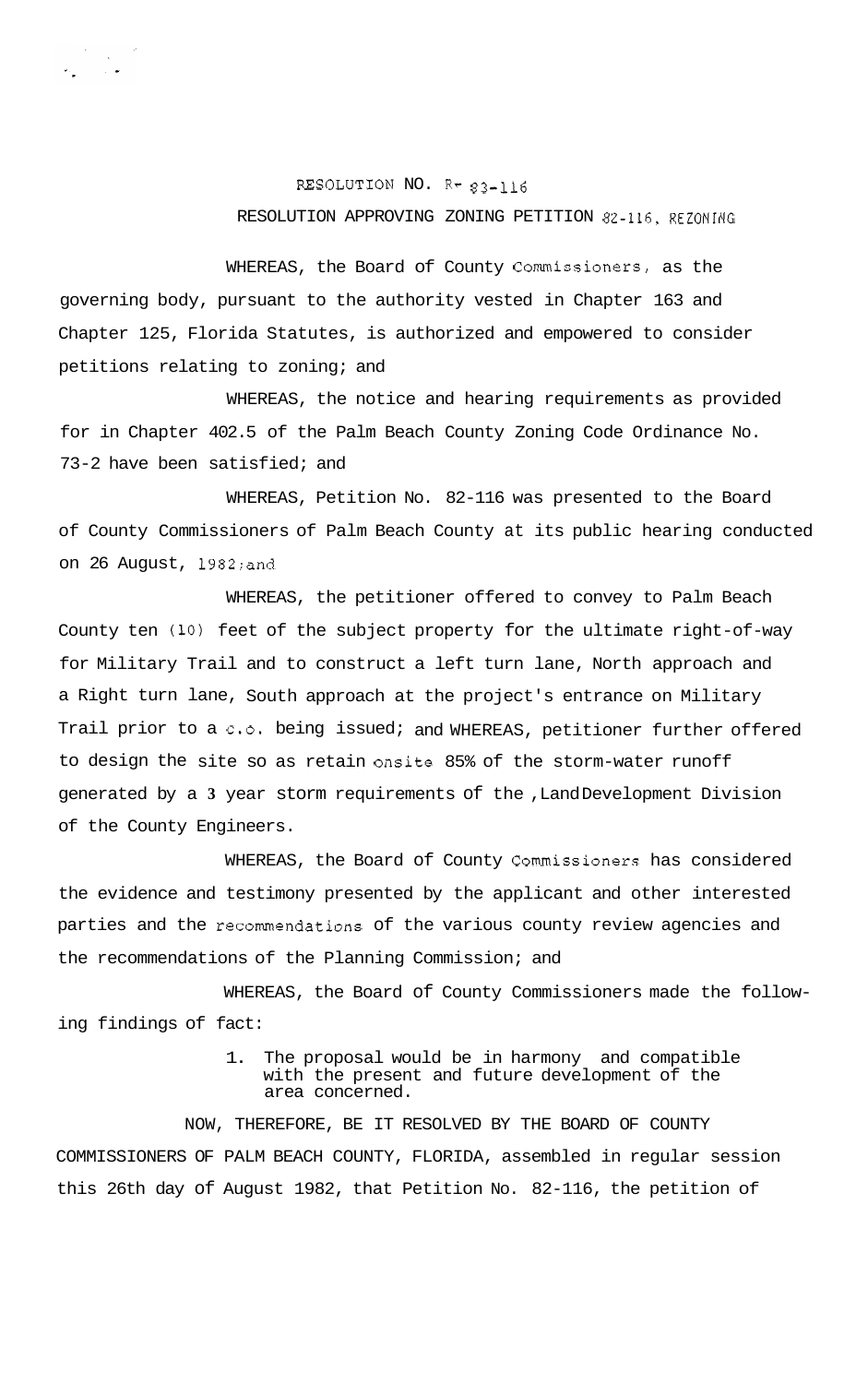RESOLUTION NO. R- 83-116

RESOLUTION APPROVING ZONING PETITION 82-116, REZONING

WHEREAS, the Board of County Commissioners, as the governing body, pursuant to the authority vested in Chapter 163 and Chapter 125, Florida Statutes, is authorized and empowered to consider petitions relating to zoning; and

WHEREAS, the notice and hearing requirements as provided for in Chapter 402.5 of the Palm Beach County Zoning Code Ordinance No. 73-2 have been satisfied; and

WHEREAS, Petition No. 82-116 was presented to the Board of County Commissioners of Palm Beach County at its public hearing conducted on 26 August, 1982; and

WHEREAS, the petitioner offered to convey to Palm Beach County ten (10) feet of the subject property for the ultimate right-of-way for Military Trail and to construct a left turn lane, North approach and a Right turn lane, South approach at the project's entrance on Military Trail prior to a c.o. being issued; and WHEREAS, petitioner further offered to design the site so as retain onsite 85% of the storm-water runoff generated by a 3 year storm requirements of the ,Land Development Division of the County Engineers.

WHEREAS, the Board of County Commissioners has considered the evidence and testimony presented by the applicant and other interested parties and the recommendations of the various county review agencies and the recommendations of the Planning Commission; and

WHEREAS, the Board of County Commissioners made the following findings of fact:

1. The proposal would be in harmony and compatible with the present and future development of the area concerned.

NOW, THEREFORE, BE IT RESOLVED BY THE BOARD OF COUNTY COMMISSIONERS OF PALM BEACH COUNTY, FLORIDA, assembled in regular session this 26th day of August 1982, that Petition No. 82-116, the petition of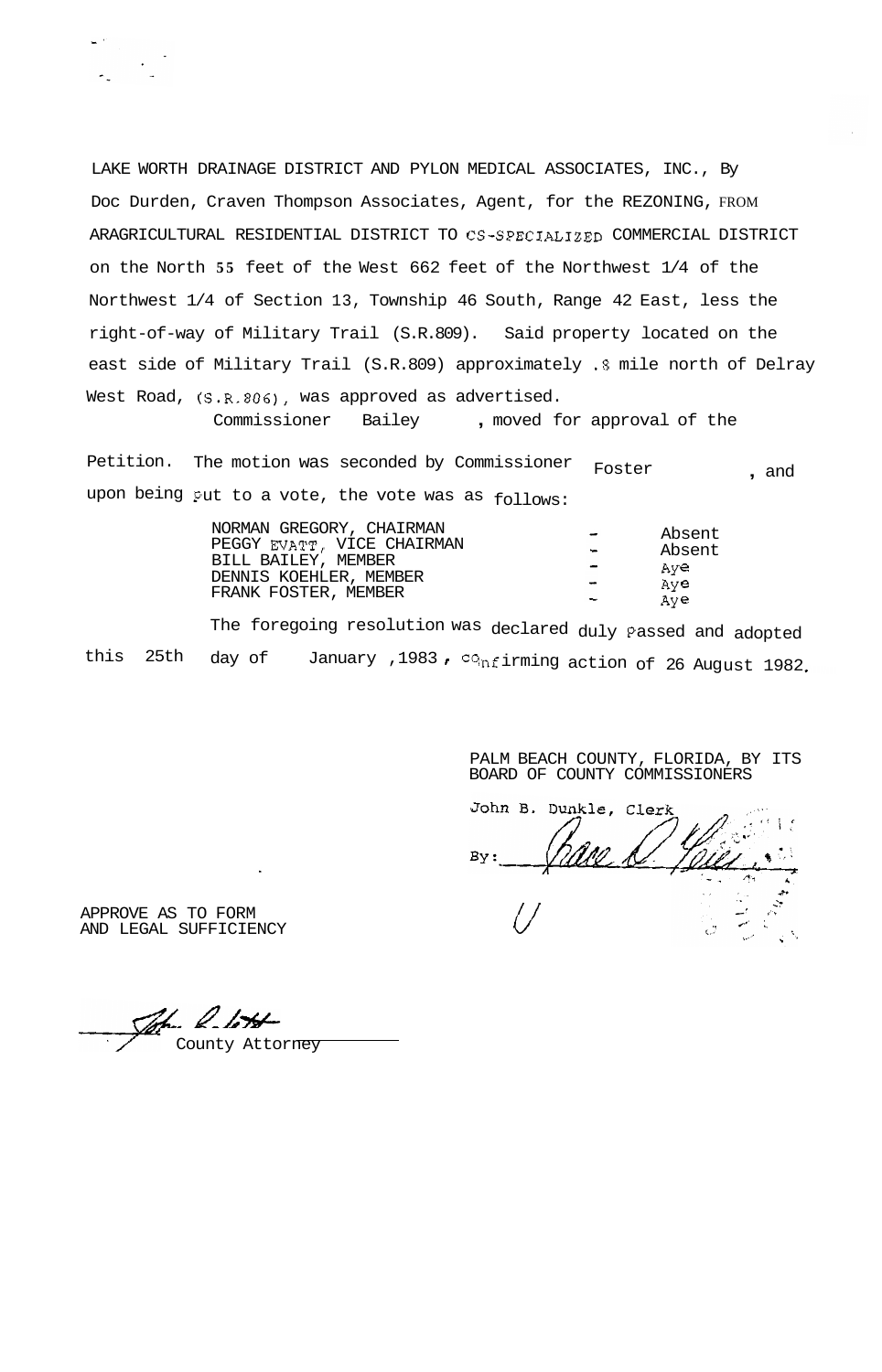LAKE WORTH DRAINAGE DISTRICT AND PYLON MEDICAL ASSOCIATES, INC., By Doc Durden, Craven Thompson Associates, Agent, for the REZONING, FROM ARAGRICULTURAL RESIDENTIAL DISTRICT TO CS-SPECIALIZED COMMERCIAL DISTRICT on the North 55 feet of the West 662 feet of the Northwest 1/4 of the Northwest 1/4 of Section 13, Township 46 South, Range 42 East, less the right-of-way of Military Trail (S.R.809). Said property located on the east side of Military Trail (S.R.809) approximately .8 mile north of Delray West Road, (S.R.806), was approved as advertised.

Commissioner Bailey, moved for approval of the Petition. The motion was seconded by Commissioner Foster, and upon being put to a vote, the vote was as follows:

| | | |
|---|---|---|
| NORMAN GREGORY, CHAIRMAN | - | Absent |
| PEGGY EVATT, VICE CHAIRMAN | - | Absent |
| BILL BAILEY, MEMBER | - | Aye |
| DENNIS KOEHLER, MEMBER | - | Aye |
| FRANK FOSTER, MEMBER | - | Aye |

The foregoing resolution was declared duly passed and adopted this 25th day of January, 1983, confirming action of 26 August 1982.

PALM BEACH COUNTY, FLORIDA, BY ITS BOARD OF COUNTY COMMISSIONERS

John B. Dunkle, Clerk

By: ____________________

APPROVE AS TO FORM AND LEGAL SUFFICIENCY

____________________
County Attorney